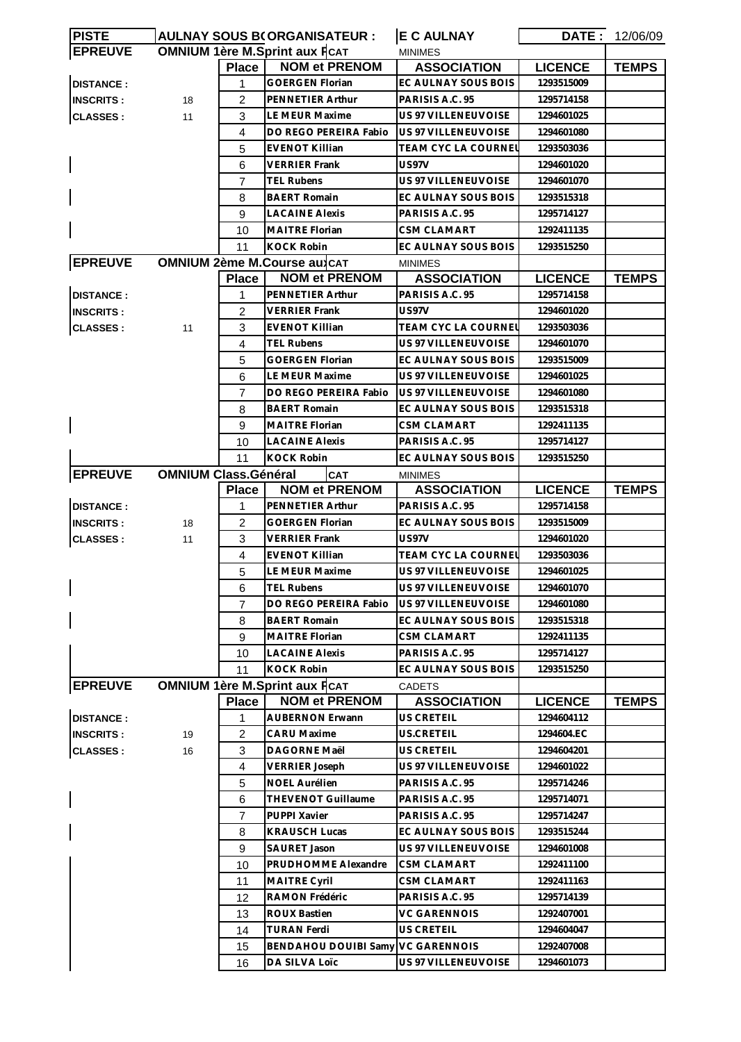| PISTE | AULNAY SOUS BOIS | ORGANISATEUR : | E C AULNAY | DATE : | 12/06/09 |
|---|---|---|---|---|---|

**EPREUVE** OMNIUM 1ère M.Sprint aux Points — CAT MINIMES

| | | Place | NOM et PRENOM | ASSOCIATION | LICENCE | TEMPS |
|---|---|---|---|---|---|---|
| DISTANCE : | | 1 | GOERGEN Florian | EC AULNAY SOUS BOIS | 1293515009 | |
| INSCRITS : | 18 | 2 | PENNETIER Arthur | PARISIS A.C. 95 | 1295714158 | |
| CLASSES : | 11 | 3 | LE MEUR Maxime | US 97 VILLENEUVOISE | 1294601025 | |
| | | 4 | DO REGO PEREIRA Fabio | US 97 VILLENEUVOISE | 1294601080 | |
| | | 5 | EVENOT Killian | TEAM CYC LA COURNEU | 1293503036 | |
| | | 6 | VERRIER Frank | US97V | 1294601020 | |
| | | 7 | TEL Rubens | US 97 VILLENEUVOISE | 1294601070 | |
| | | 8 | BAERT Romain | EC AULNAY SOUS BOIS | 1293515318 | |
| | | 9 | LACAINE Alexis | PARISIS A.C. 95 | 1295714127 | |
| | | 10 | MAITRE Florian | CSM CLAMART | 1292411135 | |
| | | 11 | KOCK Robin | EC AULNAY SOUS BOIS | 1293515250 | |

**EPREUVE** OMNIUM 2ème M.Course aux — CAT MINIMES

| | | Place | NOM et PRENOM | ASSOCIATION | LICENCE | TEMPS |
|---|---|---|---|---|---|---|
| DISTANCE : | | 1 | PENNETIER Arthur | PARISIS A.C. 95 | 1295714158 | |
| INSCRITS : | | 2 | VERRIER Frank | US97V | 1294601020 | |
| CLASSES : | 11 | 3 | EVENOT Killian | TEAM CYC LA COURNEU | 1293503036 | |
| | | 4 | TEL Rubens | US 97 VILLENEUVOISE | 1294601070 | |
| | | 5 | GOERGEN Florian | EC AULNAY SOUS BOIS | 1293515009 | |
| | | 6 | LE MEUR Maxime | US 97 VILLENEUVOISE | 1294601025 | |
| | | 7 | DO REGO PEREIRA Fabio | US 97 VILLENEUVOISE | 1294601080 | |
| | | 8 | BAERT Romain | EC AULNAY SOUS BOIS | 1293515318 | |
| | | 9 | MAITRE Florian | CSM CLAMART | 1292411135 | |
| | | 10 | LACAINE Alexis | PARISIS A.C. 95 | 1295714127 | |
| | | 11 | KOCK Robin | EC AULNAY SOUS BOIS | 1293515250 | |

**EPREUVE** OMNIUM Class.Général — CAT MINIMES

| | | Place | NOM et PRENOM | ASSOCIATION | LICENCE | TEMPS |
|---|---|---|---|---|---|---|
| DISTANCE : | | 1 | PENNETIER Arthur | PARISIS A.C. 95 | 1295714158 | |
| INSCRITS : | 18 | 2 | GOERGEN Florian | EC AULNAY SOUS BOIS | 1293515009 | |
| CLASSES : | 11 | 3 | VERRIER Frank | US97V | 1294601020 | |
| | | 4 | EVENOT Killian | TEAM CYC LA COURNEU | 1293503036 | |
| | | 5 | LE MEUR Maxime | US 97 VILLENEUVOISE | 1294601025 | |
| | | 6 | TEL Rubens | US 97 VILLENEUVOISE | 1294601070 | |
| | | 7 | DO REGO PEREIRA Fabio | US 97 VILLENEUVOISE | 1294601080 | |
| | | 8 | BAERT Romain | EC AULNAY SOUS BOIS | 1293515318 | |
| | | 9 | MAITRE Florian | CSM CLAMART | 1292411135 | |
| | | 10 | LACAINE Alexis | PARISIS A.C. 95 | 1295714127 | |
| | | 11 | KOCK Robin | EC AULNAY SOUS BOIS | 1293515250 | |

**EPREUVE** OMNIUM 1ère M.Sprint aux Points — CAT CADETS

| | | Place | NOM et PRENOM | ASSOCIATION | LICENCE | TEMPS |
|---|---|---|---|---|---|---|
| DISTANCE : | | 1 | AUBERNON Erwann | US CRETEIL | 1294604112 | |
| INSCRITS : | 19 | 2 | CARU Maxime | US.CRETEIL | 1294604.EC | |
| CLASSES : | 16 | 3 | DAGORNE Maël | US CRETEIL | 1294604201 | |
| | | 4 | VERRIER Joseph | US 97 VILLENEUVOISE | 1294601022 | |
| | | 5 | NOEL Aurélien | PARISIS A.C. 95 | 1295714246 | |
| | | 6 | THEVENOT Guillaume | PARISIS A.C. 95 | 1295714071 | |
| | | 7 | PUPPI Xavier | PARISIS A.C. 95 | 1295714247 | |
| | | 8 | KRAUSCH Lucas | EC AULNAY SOUS BOIS | 1293515244 | |
| | | 9 | SAURET Jason | US 97 VILLENEUVOISE | 1294601008 | |
| | | 10 | PRUDHOMME Alexandre | CSM CLAMART | 1292411100 | |
| | | 11 | MAITRE Cyril | CSM CLAMART | 1292411163 | |
| | | 12 | RAMON Frédéric | PARISIS A.C. 95 | 1295714139 | |
| | | 13 | ROUX Bastien | VC GARENNOIS | 1292407001 | |
| | | 14 | TURAN Ferdi | US CRETEIL | 1294604047 | |
| | | 15 | BENDAHOU DOUIBI Samy | VC GARENNOIS | 1292407008 | |
| | | 16 | DA SILVA Loïc | US 97 VILLENEUVOISE | 1294601073 | |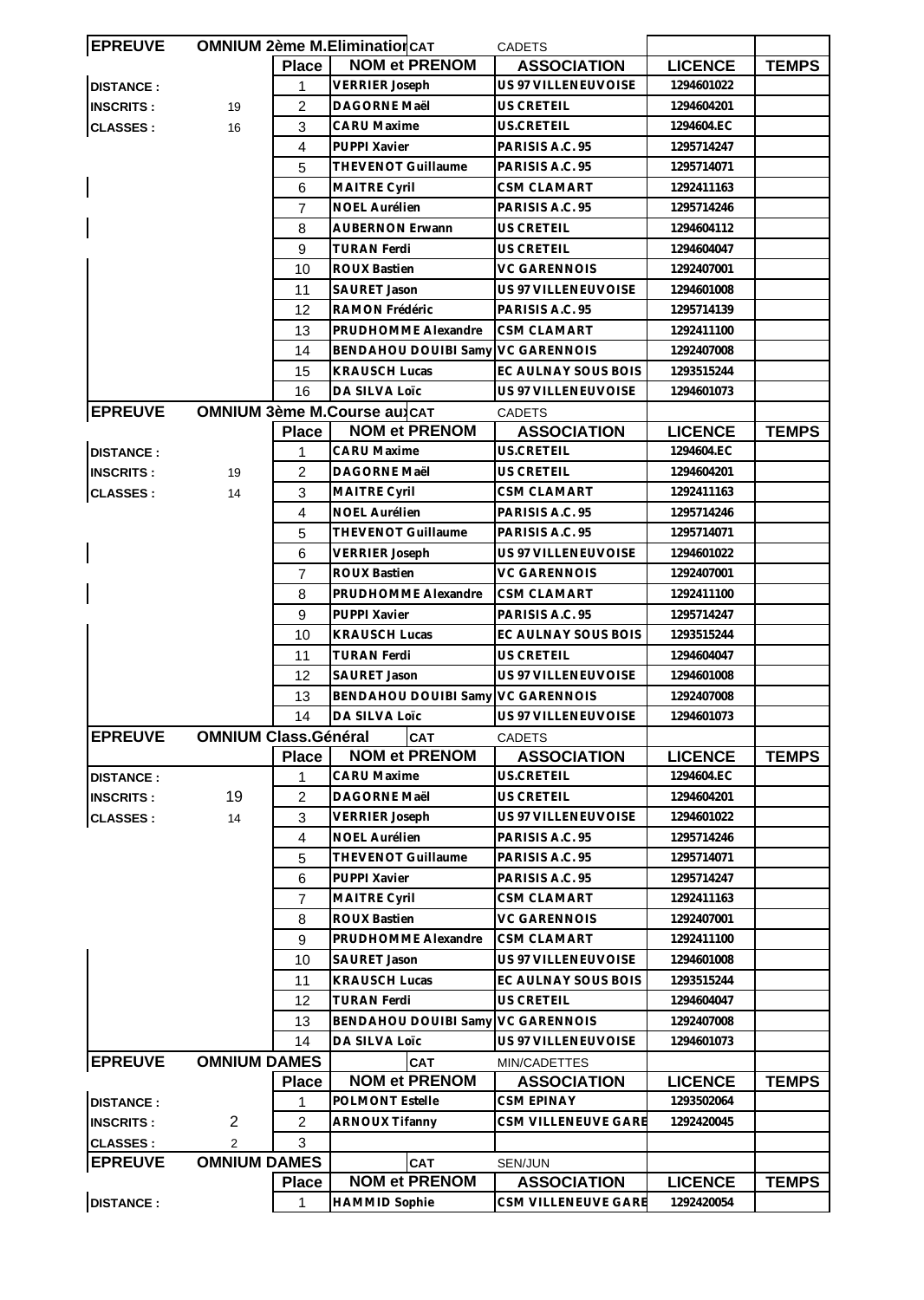| EPREUVE | OMNIUM 2ème M.Elimination | CAT | CADETS | | |
|---|---|---|---|---|---|
| | Place | NOM et PRENOM | ASSOCIATION | LICENCE | TEMPS |
| DISTANCE : | 1 | VERRIER Joseph | US 97 VILLENEUVOISE | 1294601022 | |
| INSCRITS : 19 | 2 | DAGORNE Maël | US CRETEIL | 1294604201 | |
| CLASSES : 16 | 3 | CARU Maxime | US.CRETEIL | 1294604.EC | |
| | 4 | PUPPI Xavier | PARISIS A.C. 95 | 1295714247 | |
| | 5 | THEVENOT Guillaume | PARISIS A.C. 95 | 1295714071 | |
| | 6 | MAITRE Cyril | CSM CLAMART | 1292411163 | |
| | 7 | NOEL Aurélien | PARISIS A.C. 95 | 1295714246 | |
| | 8 | AUBERNON Erwann | US CRETEIL | 1294604112 | |
| | 9 | TURAN Ferdi | US CRETEIL | 1294604047 | |
| | 10 | ROUX Bastien | VC GARENNOIS | 1292407001 | |
| | 11 | SAURET Jason | US 97 VILLENEUVOISE | 1294601008 | |
| | 12 | RAMON Frédéric | PARISIS A.C. 95 | 1295714139 | |
| | 13 | PRUDHOMME Alexandre | CSM CLAMART | 1292411100 | |
| | 14 | BENDAHOU DOUIBI Samy | VC GARENNOIS | 1292407008 | |
| | 15 | KRAUSCH Lucas | EC AULNAY SOUS BOIS | 1293515244 | |
| | 16 | DA SILVA Loïc | US 97 VILLENEUVOISE | 1294601073 | |

| EPREUVE | OMNIUM 3ème M.Course aux | CAT | CADETS | | |
|---|---|---|---|---|---|
| | Place | NOM et PRENOM | ASSOCIATION | LICENCE | TEMPS |
| DISTANCE : | 1 | CARU Maxime | US.CRETEIL | 1294604.EC | |
| INSCRITS : 19 | 2 | DAGORNE Maël | US CRETEIL | 1294604201 | |
| CLASSES : 14 | 3 | MAITRE Cyril | CSM CLAMART | 1292411163 | |
| | 4 | NOEL Aurélien | PARISIS A.C. 95 | 1295714246 | |
| | 5 | THEVENOT Guillaume | PARISIS A.C. 95 | 1295714071 | |
| | 6 | VERRIER Joseph | US 97 VILLENEUVOISE | 1294601022 | |
| | 7 | ROUX Bastien | VC GARENNOIS | 1292407001 | |
| | 8 | PRUDHOMME Alexandre | CSM CLAMART | 1292411100 | |
| | 9 | PUPPI Xavier | PARISIS A.C. 95 | 1295714247 | |
| | 10 | KRAUSCH Lucas | EC AULNAY SOUS BOIS | 1293515244 | |
| | 11 | TURAN Ferdi | US CRETEIL | 1294604047 | |
| | 12 | SAURET Jason | US 97 VILLENEUVOISE | 1294601008 | |
| | 13 | BENDAHOU DOUIBI Samy | VC GARENNOIS | 1292407008 | |
| | 14 | DA SILVA Loïc | US 97 VILLENEUVOISE | 1294601073 | |

| EPREUVE | OMNIUM Class.Général | CAT | CADETS | | |
|---|---|---|---|---|---|
| | Place | NOM et PRENOM | ASSOCIATION | LICENCE | TEMPS |
| DISTANCE : | 1 | CARU Maxime | US.CRETEIL | 1294604.EC | |
| INSCRITS : 19 | 2 | DAGORNE Maël | US CRETEIL | 1294604201 | |
| CLASSES : 14 | 3 | VERRIER Joseph | US 97 VILLENEUVOISE | 1294601022 | |
| | 4 | NOEL Aurélien | PARISIS A.C. 95 | 1295714246 | |
| | 5 | THEVENOT Guillaume | PARISIS A.C. 95 | 1295714071 | |
| | 6 | PUPPI Xavier | PARISIS A.C. 95 | 1295714247 | |
| | 7 | MAITRE Cyril | CSM CLAMART | 1292411163 | |
| | 8 | ROUX Bastien | VC GARENNOIS | 1292407001 | |
| | 9 | PRUDHOMME Alexandre | CSM CLAMART | 1292411100 | |
| | 10 | SAURET Jason | US 97 VILLENEUVOISE | 1294601008 | |
| | 11 | KRAUSCH Lucas | EC AULNAY SOUS BOIS | 1293515244 | |
| | 12 | TURAN Ferdi | US CRETEIL | 1294604047 | |
| | 13 | BENDAHOU DOUIBI Samy | VC GARENNOIS | 1292407008 | |
| | 14 | DA SILVA Loïc | US 97 VILLENEUVOISE | 1294601073 | |

| EPREUVE | OMNIUM DAMES | CAT | MIN/CADETTES | | |
|---|---|---|---|---|---|
| | Place | NOM et PRENOM | ASSOCIATION | LICENCE | TEMPS |
| DISTANCE : | 1 | POLMONT Estelle | CSM EPINAY | 1293502064 | |
| INSCRITS : 2 | 2 | ARNOUX Tifanny | CSM VILLENEUVE GARE | 1292420045 | |
| CLASSES : 2 | 3 | | | | |

| EPREUVE | OMNIUM DAMES | CAT | SEN/JUN | | |
|---|---|---|---|---|---|
| | Place | NOM et PRENOM | ASSOCIATION | LICENCE | TEMPS |
| DISTANCE : | 1 | HAMMID Sophie | CSM VILLENEUVE GARE | 1292420054 | |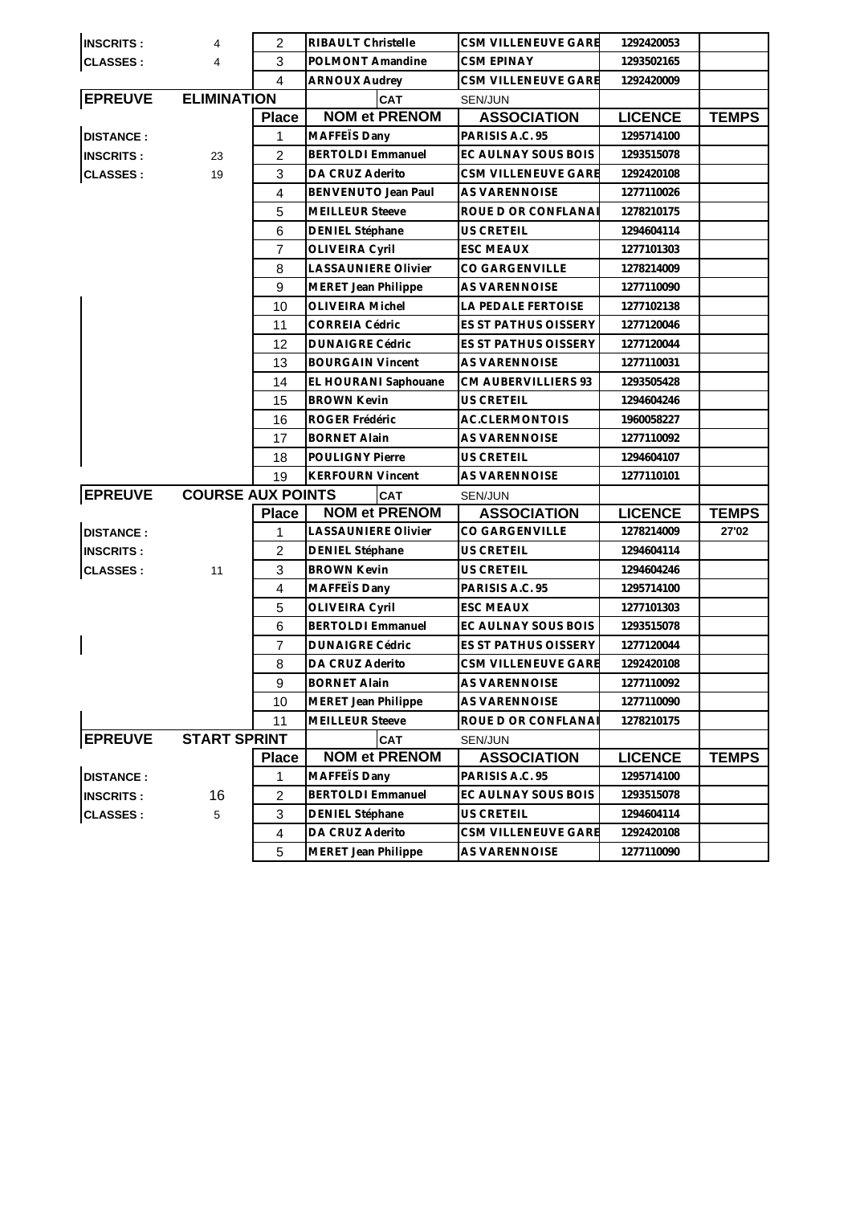| | | | | | | |
|---|---|---|---|---|---|---|
| **INSCRITS :** | 4 | 2 | RIBAULT Christelle | CSM VILLENEUVE GARE | 1292420053 | |
| **CLASSES :** | 4 | 3 | POLMONT Amandine | CSM EPINAY | 1293502165 | |
| | | 4 | ARNOUX Audrey | CSM VILLENEUVE GARE | 1292420009 | |

| **EPREUVE** | **ELIMINATION** | | **CAT** | SEN/JUN | | |
|---|---|---|---|---|---|---|
| | | **Place** | **NOM et PRENOM** | **ASSOCIATION** | **LICENCE** | **TEMPS** |
| **DISTANCE :** | | 1 | MAFFEÏS Dany | PARISIS A.C. 95 | 1295714100 | |
| **INSCRITS :** | 23 | 2 | BERTOLDI Emmanuel | EC AULNAY SOUS BOIS | 1293515078 | |
| **CLASSES :** | 19 | 3 | DA CRUZ Aderito | CSM VILLENEUVE GARE | 1292420108 | |
| | | 4 | BENVENUTO Jean Paul | AS VARENNOISE | 1277110026 | |
| | | 5 | MEILLEUR Steeve | ROUE D OR CONFLANAI | 1278210175 | |
| | | 6 | DENIEL Stéphane | US CRETEIL | 1294604114 | |
| | | 7 | OLIVEIRA Cyril | ESC MEAUX | 1277101303 | |
| | | 8 | LASSAUNIERE Olivier | CO GARGENVILLE | 1278214009 | |
| | | 9 | MERET Jean Philippe | AS VARENNOISE | 1277110090 | |
| | | 10 | OLIVEIRA Michel | LA PEDALE FERTOISE | 1277102138 | |
| | | 11 | CORREIA Cédric | ES ST PATHUS OISSERY | 1277120046 | |
| | | 12 | DUNAIGRE Cédric | ES ST PATHUS OISSERY | 1277120044 | |
| | | 13 | BOURGAIN Vincent | AS VARENNOISE | 1277110031 | |
| | | 14 | EL HOURANI Saphouane | CM AUBERVILLIERS 93 | 1293505428 | |
| | | 15 | BROWN Kevin | US CRETEIL | 1294604246 | |
| | | 16 | ROGER Frédéric | AC.CLERMONTOIS | 1960058227 | |
| | | 17 | BORNET Alain | AS VARENNOISE | 1277110092 | |
| | | 18 | POULIGNY Pierre | US CRETEIL | 1294604107 | |
| | | 19 | KERFOURN Vincent | AS VARENNOISE | 1277110101 | |

| **EPREUVE** | **COURSE AUX POINTS** | | **CAT** | SEN/JUN | | |
|---|---|---|---|---|---|---|
| | | **Place** | **NOM et PRENOM** | **ASSOCIATION** | **LICENCE** | **TEMPS** |
| **DISTANCE :** | | 1 | LASSAUNIERE Olivier | CO GARGENVILLE | 1278214009 | 27'02 |
| **INSCRITS :** | | 2 | DENIEL Stéphane | US CRETEIL | 1294604114 | |
| **CLASSES :** | 11 | 3 | BROWN Kevin | US CRETEIL | 1294604246 | |
| | | 4 | MAFFEÏS Dany | PARISIS A.C. 95 | 1295714100 | |
| | | 5 | OLIVEIRA Cyril | ESC MEAUX | 1277101303 | |
| | | 6 | BERTOLDI Emmanuel | EC AULNAY SOUS BOIS | 1293515078 | |
| | | 7 | DUNAIGRE Cédric | ES ST PATHUS OISSERY | 1277120044 | |
| | | 8 | DA CRUZ Aderito | CSM VILLENEUVE GARE | 1292420108 | |
| | | 9 | BORNET Alain | AS VARENNOISE | 1277110092 | |
| | | 10 | MERET Jean Philippe | AS VARENNOISE | 1277110090 | |
| | | 11 | MEILLEUR Steeve | ROUE D OR CONFLANAI | 1278210175 | |

| **EPREUVE** | **START SPRINT** | | **CAT** | SEN/JUN | | |
|---|---|---|---|---|---|---|
| | | **Place** | **NOM et PRENOM** | **ASSOCIATION** | **LICENCE** | **TEMPS** |
| **DISTANCE :** | | 1 | MAFFEÏS Dany | PARISIS A.C. 95 | 1295714100 | |
| **INSCRITS :** | 16 | 2 | BERTOLDI Emmanuel | EC AULNAY SOUS BOIS | 1293515078 | |
| **CLASSES :** | 5 | 3 | DENIEL Stéphane | US CRETEIL | 1294604114 | |
| | | 4 | DA CRUZ Aderito | CSM VILLENEUVE GARE | 1292420108 | |
| | | 5 | MERET Jean Philippe | AS VARENNOISE | 1277110090 | |